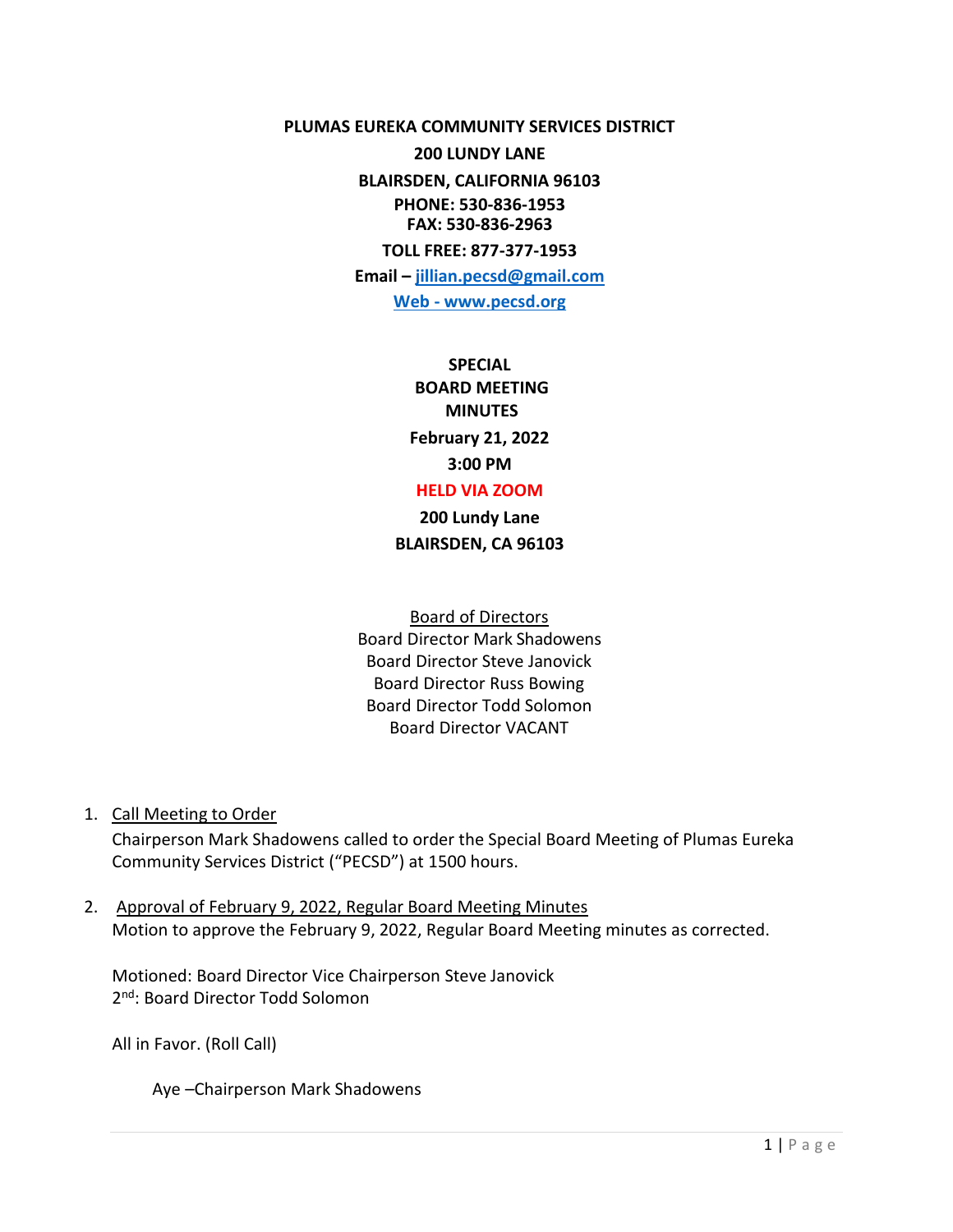**PLUMAS EUREKA COMMUNITY SERVICES DISTRICT**

**200 LUNDY LANE**

**BLAIRSDEN, CALIFORNIA 96103**

**PHONE: 530-836-1953**

**FAX: 530-836-2963**

**TOLL FREE: 877-377-1953**

**Email – jillian.pecsd@gmail.com**

**Web - www.pecsd.org**

# SPECIAL BOARD MEETING MINUTES

**February 21, 2022**

**3:00 PM**

**HELD VIA ZOOM**

**200 Lundy Lane**

**BLAIRSDEN, CA 96103**

Board of Directors

Board Director Mark Shadowens
Board Director Steve Janovick
Board Director Russ Bowing
Board Director Todd Solomon
Board Director VACANT

1. Call Meeting to Order

   Chairperson Mark Shadowens called to order the Special Board Meeting of Plumas Eureka Community Services District ("PECSD") at 1500 hours.

2. Approval of February 9, 2022, Regular Board Meeting Minutes

   Motion to approve the February 9, 2022, Regular Board Meeting minutes as corrected.

   Motioned: Board Director Vice Chairperson Steve Janovick
   2nd: Board Director Todd Solomon

   All in Favor. (Roll Call)

   Aye –Chairperson Mark Shadowens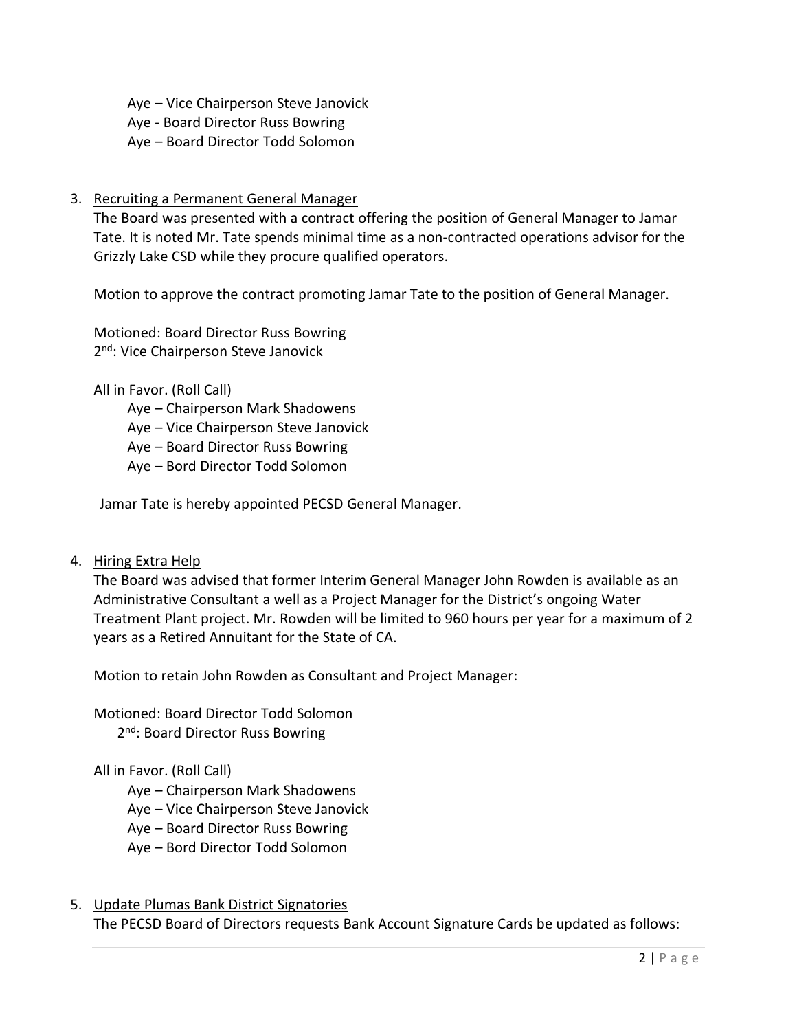Aye – Vice Chairperson Steve Janovick
Aye - Board Director Russ Bowring
Aye – Board Director Todd Solomon

3. Recruiting a Permanent General Manager

   The Board was presented with a contract offering the position of General Manager to Jamar Tate. It is noted Mr. Tate spends minimal time as a non-contracted operations advisor for the Grizzly Lake CSD while they procure qualified operators.

   Motion to approve the contract promoting Jamar Tate to the position of General Manager.

   Motioned: Board Director Russ Bowring
   2nd: Vice Chairperson Steve Janovick

   All in Favor. (Roll Call)
   - Aye – Chairperson Mark Shadowens
   - Aye – Vice Chairperson Steve Janovick
   - Aye – Board Director Russ Bowring
   - Aye – Bord Director Todd Solomon

   Jamar Tate is hereby appointed PECSD General Manager.

4. Hiring Extra Help

   The Board was advised that former Interim General Manager John Rowden is available as an Administrative Consultant a well as a Project Manager for the District's ongoing Water Treatment Plant project. Mr. Rowden will be limited to 960 hours per year for a maximum of 2 years as a Retired Annuitant for the State of CA.

   Motion to retain John Rowden as Consultant and Project Manager:

   Motioned: Board Director Todd Solomon
   2nd: Board Director Russ Bowring

   All in Favor. (Roll Call)
   - Aye – Chairperson Mark Shadowens
   - Aye – Vice Chairperson Steve Janovick
   - Aye – Board Director Russ Bowring
   - Aye – Bord Director Todd Solomon

5. Update Plumas Bank District Signatories

   The PECSD Board of Directors requests Bank Account Signature Cards be updated as follows: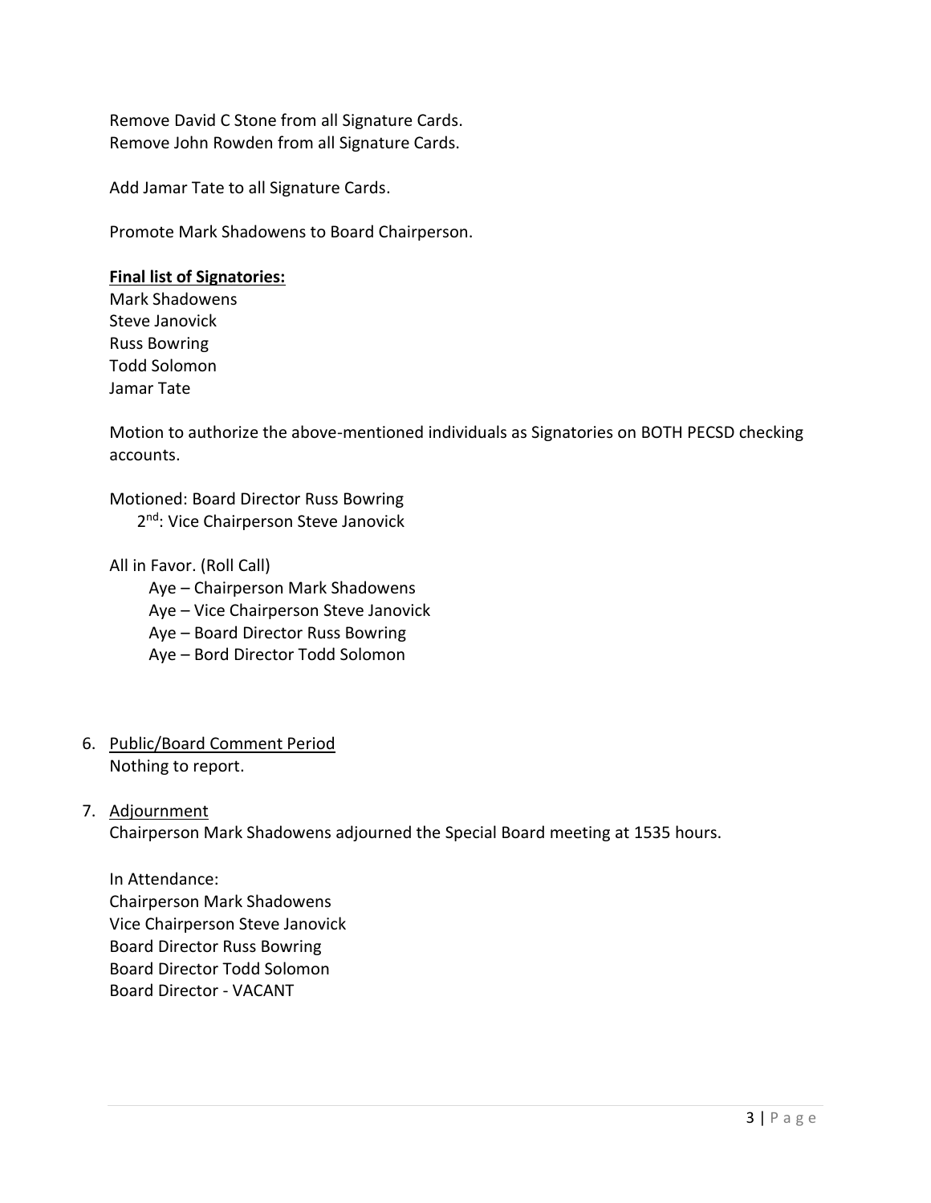Remove David C Stone from all Signature Cards.
Remove John Rowden from all Signature Cards.

Add Jamar Tate to all Signature Cards.

Promote Mark Shadowens to Board Chairperson.

**Final list of Signatories:**
Mark Shadowens
Steve Janovick
Russ Bowring
Todd Solomon
Jamar Tate

Motion to authorize the above-mentioned individuals as Signatories on BOTH PECSD checking accounts.

Motioned: Board Director Russ Bowring
2nd: Vice Chairperson Steve Janovick

All in Favor. (Roll Call)
- Aye – Chairperson Mark Shadowens
- Aye – Vice Chairperson Steve Janovick
- Aye – Board Director Russ Bowring
- Aye – Bord Director Todd Solomon

6. Public/Board Comment Period
   Nothing to report.

7. Adjournment
   Chairperson Mark Shadowens adjourned the Special Board meeting at 1535 hours.

   In Attendance:
   Chairperson Mark Shadowens
   Vice Chairperson Steve Janovick
   Board Director Russ Bowring
   Board Director Todd Solomon
   Board Director - VACANT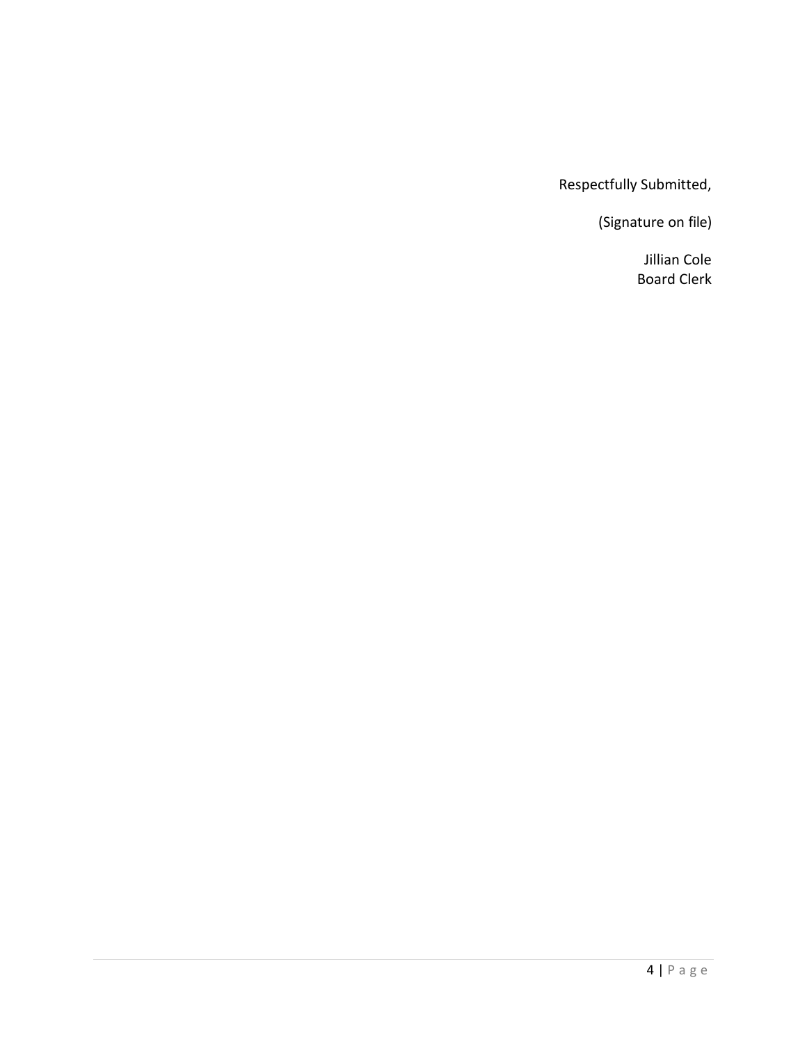Respectfully Submitted,

(Signature on file)

Jillian Cole
Board Clerk